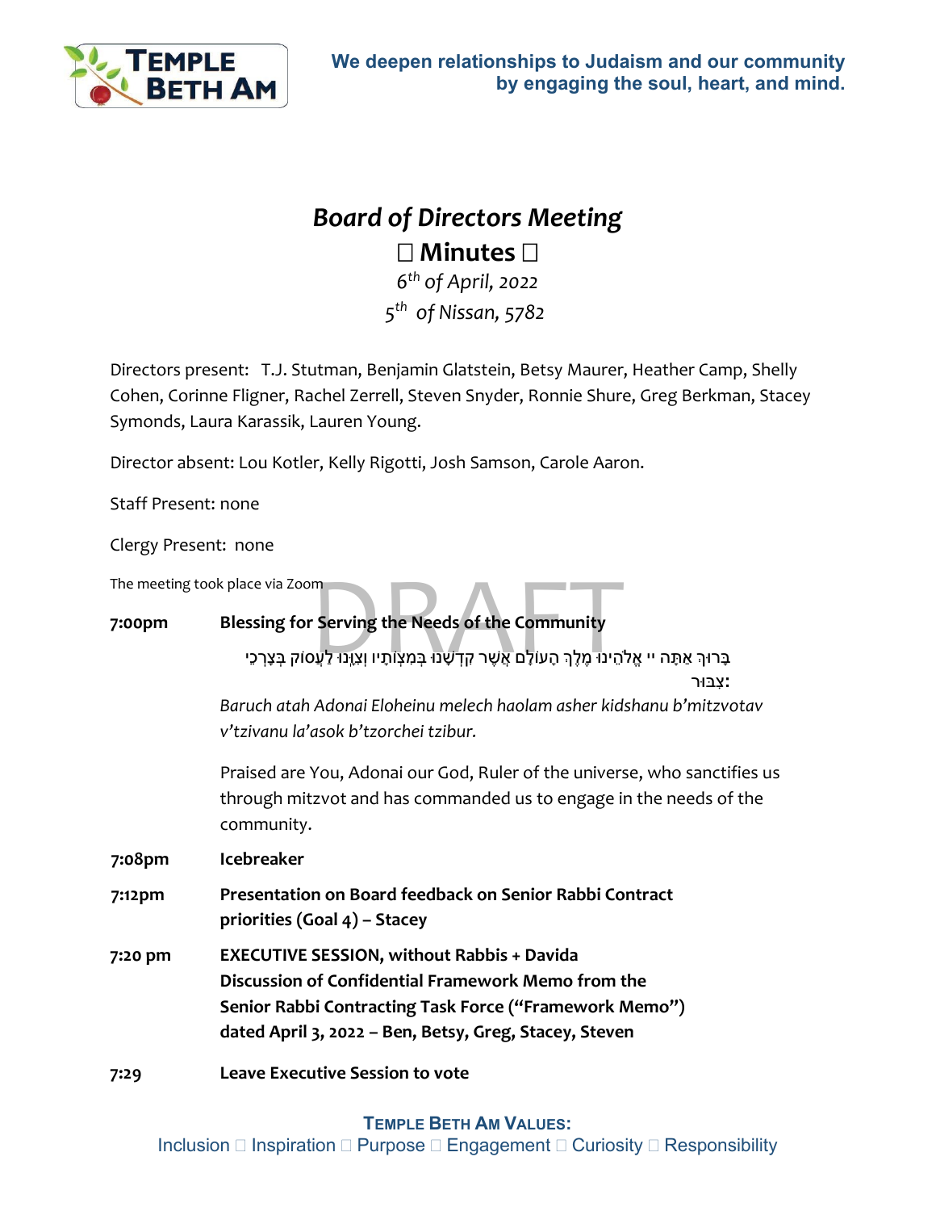We deepen relationships to Judaism and our community by engaging the soul, heart, and mind.

# *Board of Directors Meeting*

## □ Minutes □

*6th of April, 2022*

*5th of Nissan, 5782*

Directors present: T.J. Stutman, Benjamin Glatstein, Betsy Maurer, Heather Camp, Shelly Cohen, Corinne Fligner, Rachel Zerrell, Steven Snyder, Ronnie Shure, Greg Berkman, Stacey Symonds, Laura Karassik, Lauren Young.

Director absent: Lou Kotler, Kelly Rigotti, Josh Samson, Carole Aaron.

Staff Present: none

Clergy Present: none

The meeting took place via Zoom

DRAFT

**7:00pm** **Blessing for Serving the Needs of the Community**

בָּרוּךְ אַתָּה יי אֱלֹהֵינוּ מֶלֶךְ הָעוֹלָם אֲשֶׁר קִדְּשָׁנוּ בְּמִצְוֹתָיו וְצִוָּנוּ לַעֲסוֹק בְּצָרְכֵי צִבּוּר:

*Baruch atah Adonai Eloheinu melech haolam asher kidshanu b'mitzvotav v'tzivanu la'asok b'tzorchei tzibur.*

Praised are You, Adonai our God, Ruler of the universe, who sanctifies us through mitzvot and has commanded us to engage in the needs of the community.

**7:08pm** **Icebreaker**

**7:12pm** **Presentation on Board feedback on Senior Rabbi Contract priorities (Goal 4) – Stacey**

**7:20 pm** **EXECUTIVE SESSION, without Rabbis + Davida Discussion of Confidential Framework Memo from the Senior Rabbi Contracting Task Force ("Framework Memo") dated April 3, 2022 – Ben, Betsy, Greg, Stacey, Steven**

**7:29** **Leave Executive Session to vote**

**TEMPLE BETH AM VALUES:**
Inclusion □ Inspiration □ Purpose □ Engagement □ Curiosity □ Responsibility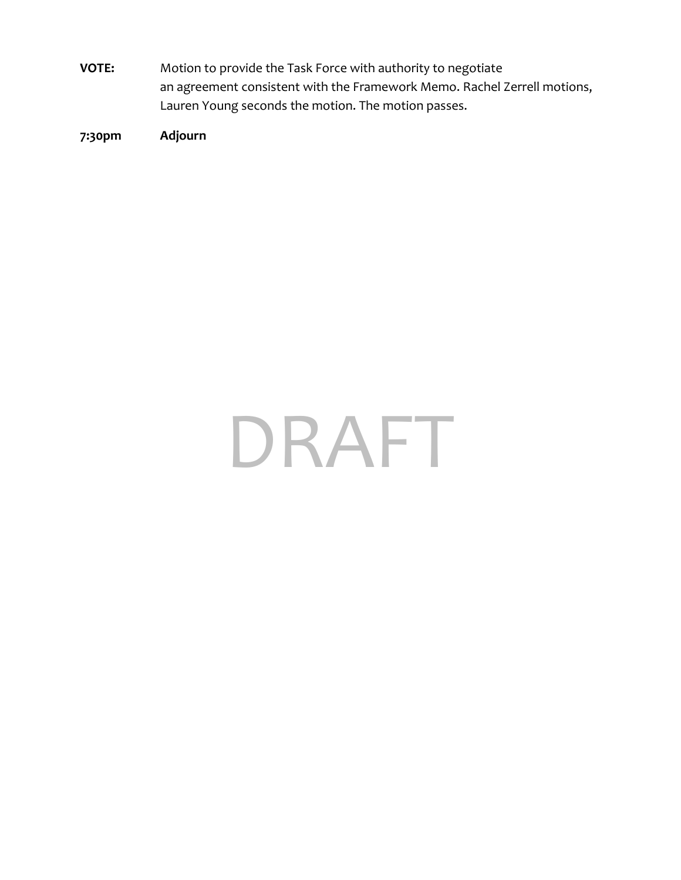**VOTE:** Motion to provide the Task Force with authority to negotiate an agreement consistent with the Framework Memo. Rachel Zerrell motions, Lauren Young seconds the motion. The motion passes.

**7:30pm Adjourn**

DRAFT